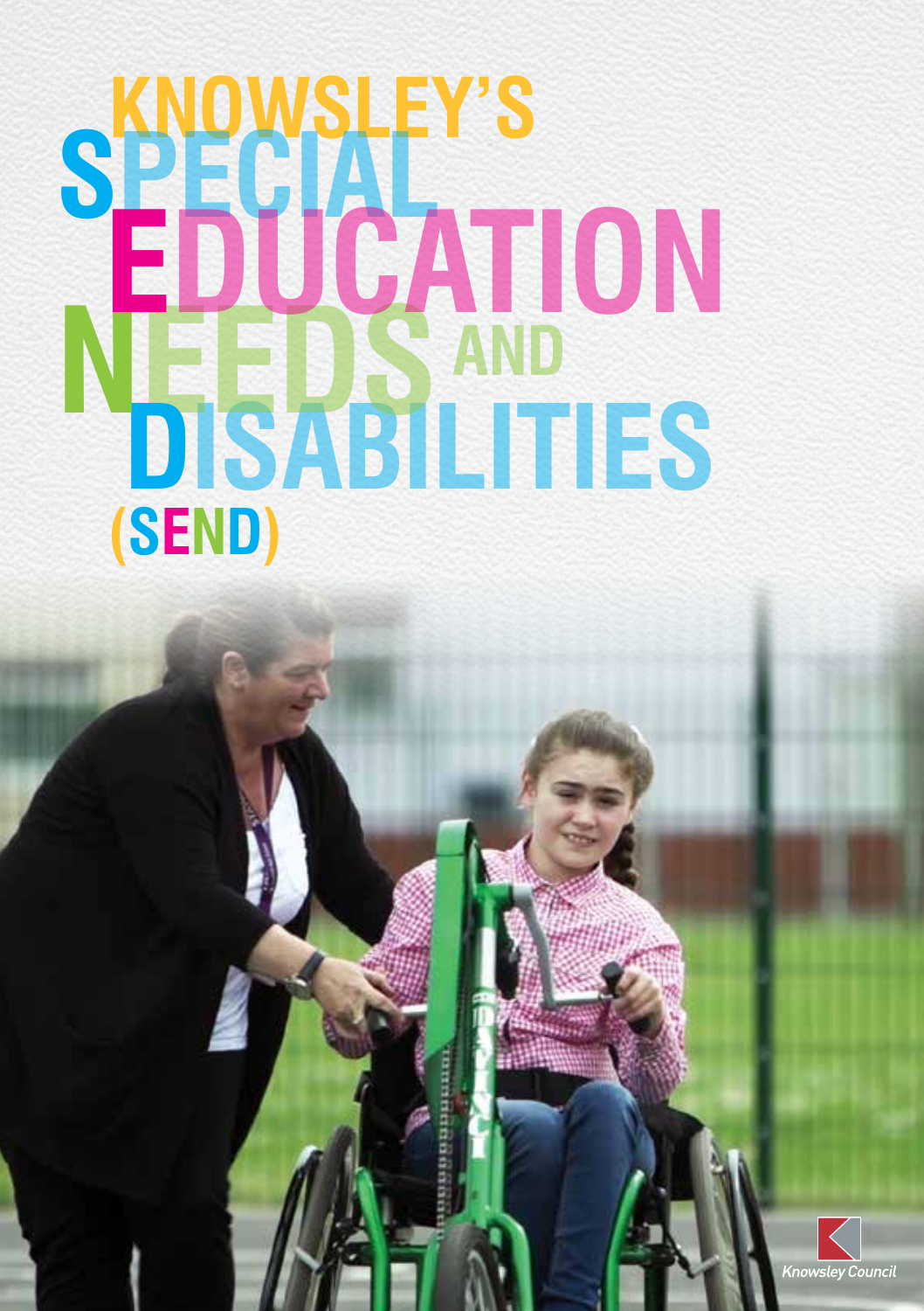# KNOWSLEY'S SPECIAL EDUCATION NEEDS AND DISABILITIES (SEND)

Knowsley Council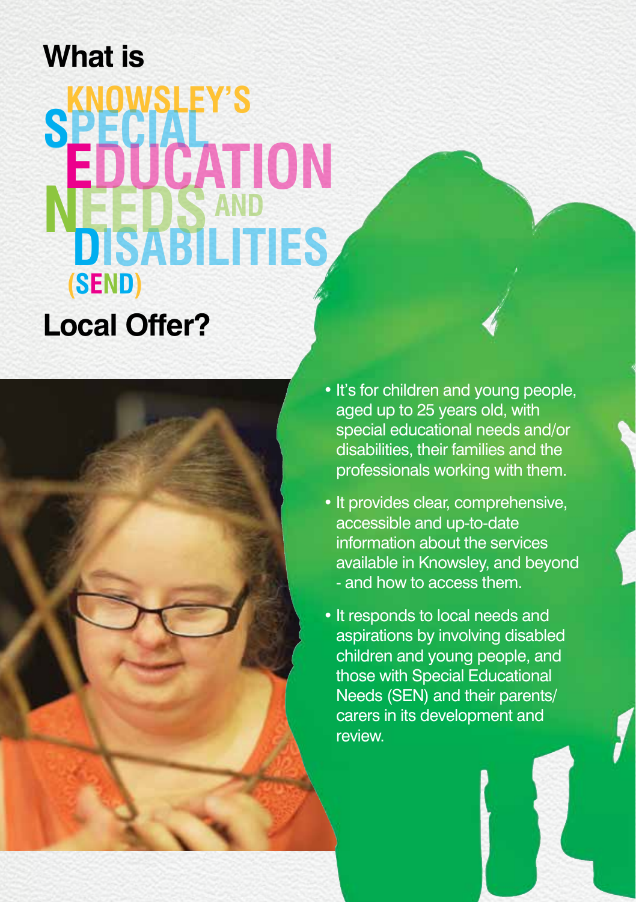# What is KNOWSLEY'S SPECIAL EDUCATION NEEDS AND DISABILITIES (SEND) Local Offer?

- It's for children and young people, aged up to 25 years old, with special educational needs and/or disabilities, their families and the professionals working with them.
- It provides clear, comprehensive, accessible and up-to-date information about the services available in Knowsley, and beyond - and how to access them.
- It responds to local needs and aspirations by involving disabled children and young people, and those with Special Educational Needs (SEN) and their parents/ carers in its development and review.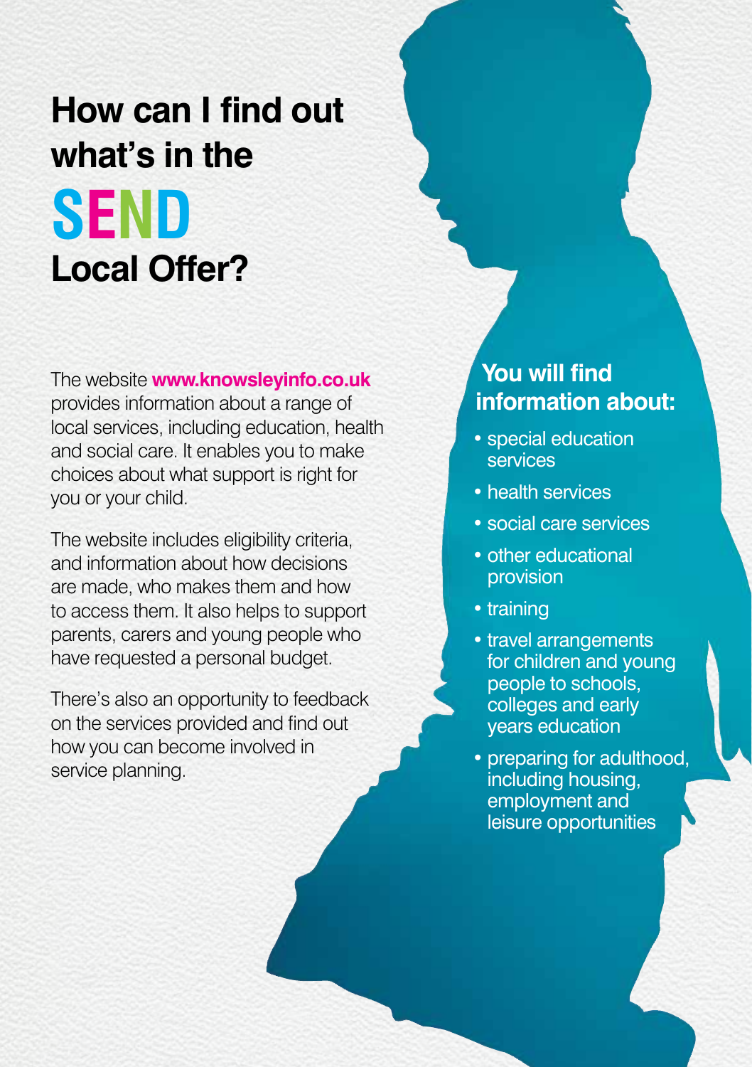# How can I find out what's in the SEND Local Offer?

The website **www.knowsleyinfo.co.uk** provides information about a range of local services, including education, health and social care. It enables you to make choices about what support is right for you or your child.

The website includes eligibility criteria, and information about how decisions are made, who makes them and how to access them. It also helps to support parents, carers and young people who have requested a personal budget.

There's also an opportunity to feedback on the services provided and find out how you can become involved in service planning.

## You will find information about:

- special education services
- health services
- social care services
- other educational provision
- training
- travel arrangements for children and young people to schools, colleges and early years education
- preparing for adulthood, including housing, employment and leisure opportunities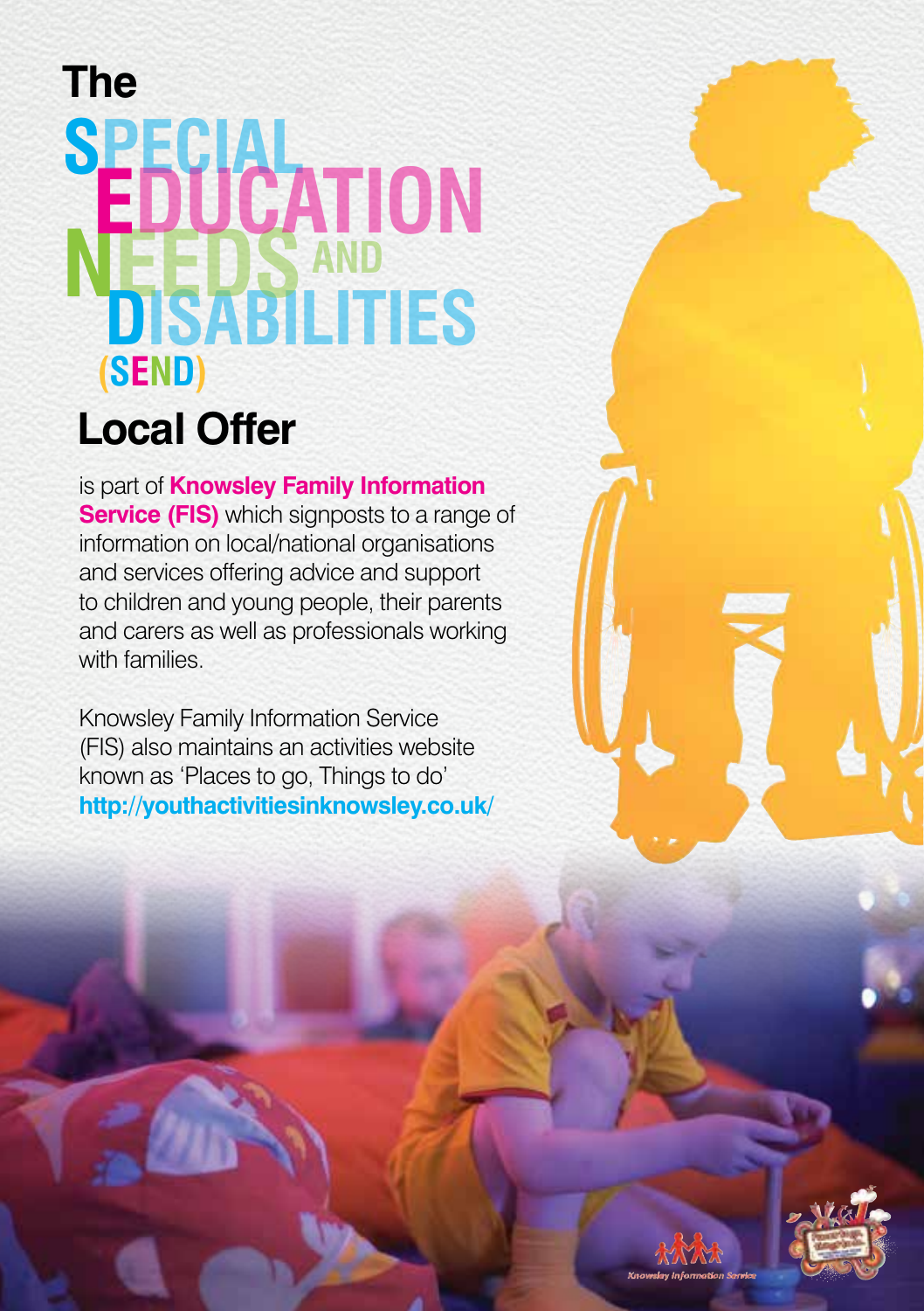# The Special Education Needs and Disabilities (SEND)

## Local Offer

is part of **Knowsley Family Information Service (FIS)** which signposts to a range of information on local/national organisations and services offering advice and support to children and young people, their parents and carers as well as professionals working with families.

Knowsley Family Information Service (FIS) also maintains an activities website known as 'Places to go, Things to do' **http://youthactivitiesinknowsley.co.uk/**

Knowsley Information Service